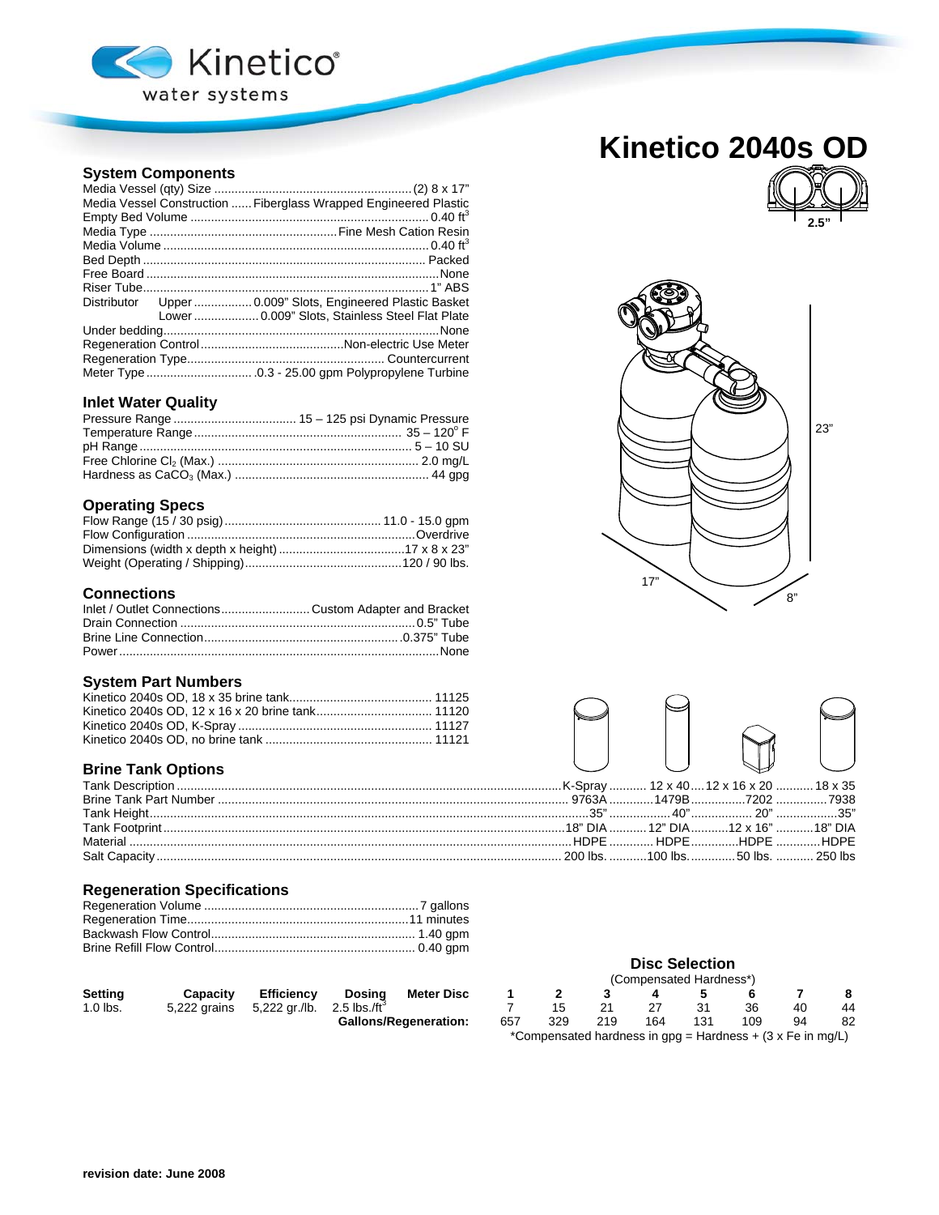Kinetico water systems

# Kinetico 2040s OD

2.5”

## System Components

| | |
|---|---|
| Media Vessel (qty) Size | (2) 8 x 17” |
| Media Vessel Construction | Fiberglass Wrapped Engineered Plastic |
| Empty Bed Volume | 0.40 $ft^3$ |
| Media Type | Fine Mesh Cation Resin |
| Media Volume | 0.40 $ft^3$ |
| Bed Depth | Packed |
| Free Board | None |
| Riser Tube | 1” ABS |
| Distributor Upper | 0.009” Slots, Engineered Plastic Basket |
| Distributor Lower | 0.009” Slots, Stainless Steel Flat Plate |
| Under bedding | None |
| Regeneration Control | Non-electric Use Meter |
| Regeneration Type | Countercurrent |
| Meter Type | .0.3 - 25.00 gpm Polypropylene Turbine |

## Inlet Water Quality

| | |
|---|---|
| Pressure Range | 15 – 125 psi Dynamic Pressure |
| Temperature Range | 35 – 120° F |
| pH Range | 5 – 10 SU |
| Free Chlorine $Cl_2$ (Max.) | 2.0 mg/L |
| Hardness as $CaCO_3$ (Max.) | 44 gpg |

## Operating Specs

| | |
|---|---|
| Flow Range (15 / 30 psig) | 11.0 - 15.0 gpm |
| Flow Configuration | Overdrive |
| Dimensions (width x depth x height) | 17 x 8 x 23” |
| Weight (Operating / Shipping) | 120 / 90 lbs. |

## Connections

| | |
|---|---|
| Inlet / Outlet Connections | Custom Adapter and Bracket |
| Drain Connection | 0.5” Tube |
| Brine Line Connection | 0.375” Tube |
| Power | None |

23”

17”

8”

## System Part Numbers

| | |
|---|---|
| Kinetico 2040s OD, 18 x 35 brine tank | 11125 |
| Kinetico 2040s OD, 12 x 16 x 20 brine tank | 11120 |
| Kinetico 2040s OD, K-Spray | 11127 |
| Kinetico 2040s OD, no brine tank | 11121 |

## Brine Tank Options

| Tank Description | K-Spray | 12 x 40 | 12 x 16 x 20 | 18 x 35 |
|---|---|---|---|---|
| Brine Tank Part Number | 9763A | 1479B | 7202 | 7938 |
| Tank Height | 35” | 40” | 20” | 35” |
| Tank Footprint | 18” DIA | 12” DIA | 12 x 16” | 18” DIA |
| Material | HDPE | HDPE | HDPE | HDPE |
| Salt Capacity | 200 lbs. | 100 lbs. | 50 lbs. | 250 lbs |

## Regeneration Specifications

| | |
|---|---|
| Regeneration Volume | 7 gallons |
| Regeneration Time | 11 minutes |
| Backwash Flow Control | 1.40 gpm |
| Brine Refill Flow Control | 0.40 gpm |

| Setting | Capacity | Efficiency | Dosing |
|---|---|---|---|
| 1.0 lbs. | 5,222 grains | 5,222 gr./lb. | 2.5 lbs./$ft^3$ |

### Disc Selection

(Compensated Hardness*)

| Meter Disc | 1 | 2 | 3 | 4 | 5 | 6 | 7 | 8 |
|---|---|---|---|---|---|---|---|---|
| | 7 | 15 | 21 | 27 | 31 | 36 | 40 | 44 |
| Gallons/Regeneration: | 657 | 329 | 219 | 164 | 131 | 109 | 94 | 82 |

*Compensated hardness in gpg = Hardness + (3 x Fe in mg/L)

revision date: June 2008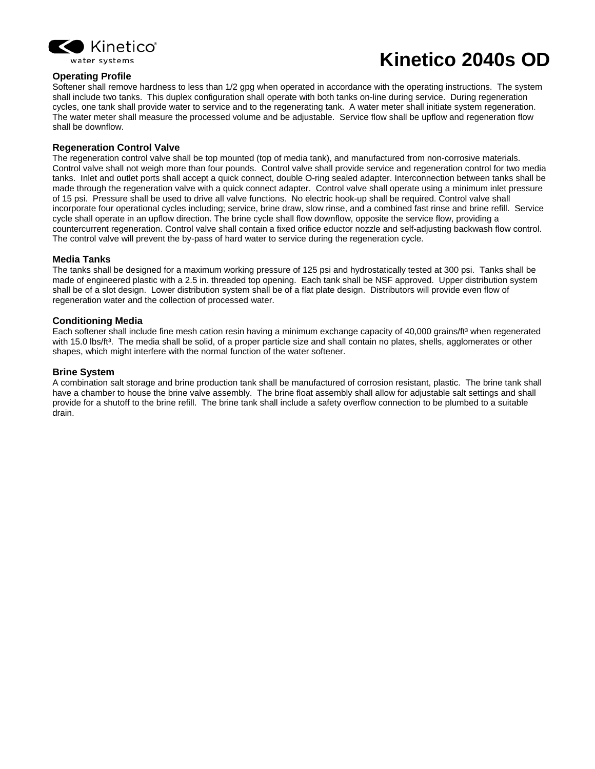# Kinetico 2040s OD

## Operating Profile

Softener shall remove hardness to less than 1/2 gpg when operated in accordance with the operating instructions. The system shall include two tanks. This duplex configuration shall operate with both tanks on-line during service. During regeneration cycles, one tank shall provide water to service and to the regenerating tank. A water meter shall initiate system regeneration. The water meter shall measure the processed volume and be adjustable. Service flow shall be upflow and regeneration flow shall be downflow.

## Regeneration Control Valve

The regeneration control valve shall be top mounted (top of media tank), and manufactured from non-corrosive materials. Control valve shall not weigh more than four pounds. Control valve shall provide service and regeneration control for two media tanks. Inlet and outlet ports shall accept a quick connect, double O-ring sealed adapter. Interconnection between tanks shall be made through the regeneration valve with a quick connect adapter. Control valve shall operate using a minimum inlet pressure of 15 psi. Pressure shall be used to drive all valve functions. No electric hook-up shall be required. Control valve shall incorporate four operational cycles including; service, brine draw, slow rinse, and a combined fast rinse and brine refill. Service cycle shall operate in an upflow direction. The brine cycle shall flow downflow, opposite the service flow, providing a countercurrent regeneration. Control valve shall contain a fixed orifice eductor nozzle and self-adjusting backwash flow control. The control valve will prevent the by-pass of hard water to service during the regeneration cycle.

## Media Tanks

The tanks shall be designed for a maximum working pressure of 125 psi and hydrostatically tested at 300 psi. Tanks shall be made of engineered plastic with a 2.5 in. threaded top opening. Each tank shall be NSF approved. Upper distribution system shall be of a slot design. Lower distribution system shall be of a flat plate design. Distributors will provide even flow of regeneration water and the collection of processed water.

## Conditioning Media

Each softener shall include fine mesh cation resin having a minimum exchange capacity of 40,000 grains/ft$^3$ when regenerated with 15.0 lbs/ft$^3$. The media shall be solid, of a proper particle size and shall contain no plates, shells, agglomerates or other shapes, which might interfere with the normal function of the water softener.

## Brine System

A combination salt storage and brine production tank shall be manufactured of corrosion resistant, plastic. The brine tank shall have a chamber to house the brine valve assembly. The brine float assembly shall allow for adjustable salt settings and shall provide for a shutoff to the brine refill. The brine tank shall include a safety overflow connection to be plumbed to a suitable drain.